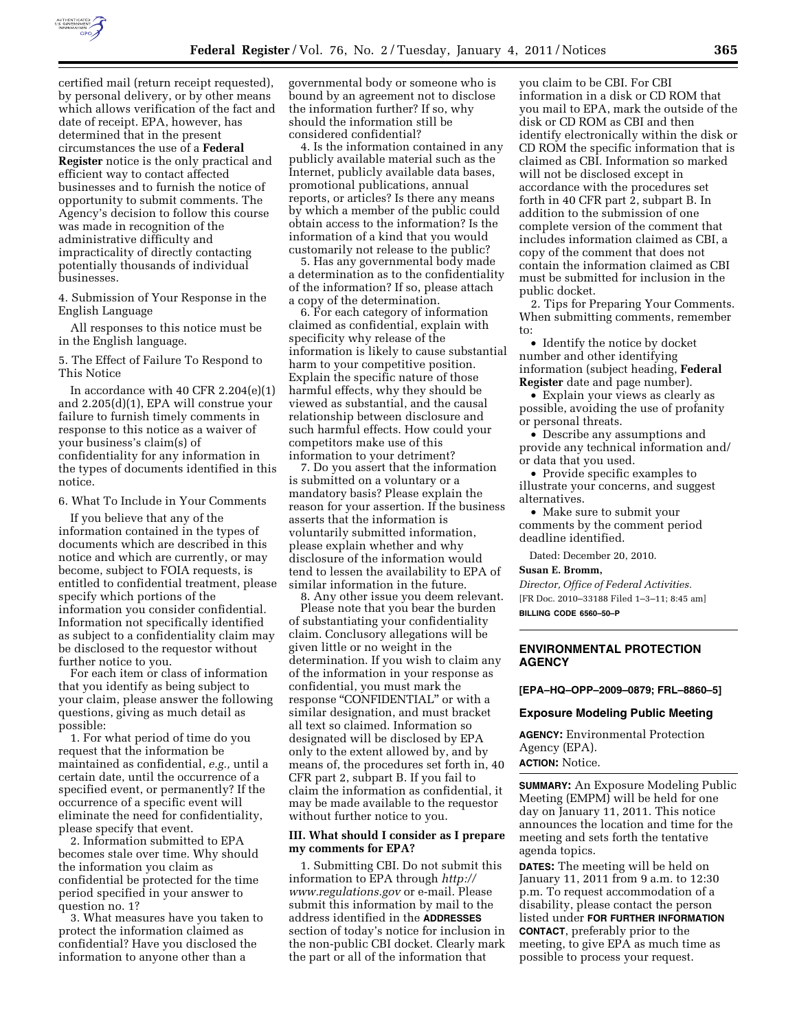certified mail (return receipt requested), by personal delivery, or by other means which allows verification of the fact and date of receipt. EPA, however, has determined that in the present circumstances the use of a **Federal Register** notice is the only practical and efficient way to contact affected businesses and to furnish the notice of opportunity to submit comments. The Agency's decision to follow this course was made in recognition of the administrative difficulty and impracticality of directly contacting potentially thousands of individual businesses.

4. Submission of Your Response in the English Language

All responses to this notice must be in the English language.

5. The Effect of Failure To Respond to This Notice

In accordance with 40 CFR 2.204(e)(1) and 2.205(d)(1), EPA will construe your failure to furnish timely comments in response to this notice as a waiver of your business's claim(s) of confidentiality for any information in the types of documents identified in this notice.

6. What To Include in Your Comments

If you believe that any of the information contained in the types of documents which are described in this notice and which are currently, or may become, subject to FOIA requests, is entitled to confidential treatment, please specify which portions of the information you consider confidential. Information not specifically identified as subject to a confidentiality claim may be disclosed to the requestor without further notice to you.

For each item or class of information that you identify as being subject to your claim, please answer the following questions, giving as much detail as possible:

1. For what period of time do you request that the information be maintained as confidential, *e.g.,* until a certain date, until the occurrence of a specified event, or permanently? If the occurrence of a specific event will eliminate the need for confidentiality, please specify that event.

2. Information submitted to EPA becomes stale over time. Why should the information you claim as confidential be protected for the time period specified in your answer to question no. 1?

3. What measures have you taken to protect the information claimed as confidential? Have you disclosed the information to anyone other than a governmental body or someone who is bound by an agreement not to disclose the information further? If so, why should the information still be considered confidential?

4. Is the information contained in any publicly available material such as the Internet, publicly available data bases, promotional publications, annual reports, or articles? Is there any means by which a member of the public could obtain access to the information? Is the information of a kind that you would customarily not release to the public?

5. Has any governmental body made a determination as to the confidentiality of the information? If so, please attach a copy of the determination.

6. For each category of information claimed as confidential, explain with specificity why release of the information is likely to cause substantial harm to your competitive position. Explain the specific nature of those harmful effects, why they should be viewed as substantial, and the causal relationship between disclosure and such harmful effects. How could your competitors make use of this information to your detriment?

7. Do you assert that the information is submitted on a voluntary or a mandatory basis? Please explain the reason for your assertion. If the business asserts that the information is voluntarily submitted information, please explain whether and why disclosure of the information would tend to lessen the availability to EPA of similar information in the future.

8. Any other issue you deem relevant.

Please note that you bear the burden of substantiating your confidentiality claim. Conclusory allegations will be given little or no weight in the determination. If you wish to claim any of the information in your response as confidential, you must mark the response "CONFIDENTIAL" or with a similar designation, and must bracket all text so claimed. Information so designated will be disclosed by EPA only to the extent allowed by, and by means of, the procedures set forth in, 40 CFR part 2, subpart B. If you fail to claim the information as confidential, it may be made available to the requestor without further notice to you.

### III. What should I consider as I prepare my comments for EPA?

1. Submitting CBI. Do not submit this information to EPA through *http://www.regulations.gov* or e-mail. Please submit this information by mail to the address identified in the **ADDRESSES** section of today's notice for inclusion in the non-public CBI docket. Clearly mark the part or all of the information that you claim to be CBI. For CBI information in a disk or CD ROM that you mail to EPA, mark the outside of the disk or CD ROM as CBI and then identify electronically within the disk or CD ROM the specific information that is claimed as CBI. Information so marked will not be disclosed except in accordance with the procedures set forth in 40 CFR part 2, subpart B. In addition to the submission of one complete version of the comment that includes information claimed as CBI, a copy of the comment that does not contain the information claimed as CBI must be submitted for inclusion in the public docket.

2. Tips for Preparing Your Comments. When submitting comments, remember to:

- Identify the notice by docket number and other identifying information (subject heading, **Federal Register** date and page number).
- Explain your views as clearly as possible, avoiding the use of profanity or personal threats.
- Describe any assumptions and provide any technical information and/or data that you used.
- Provide specific examples to illustrate your concerns, and suggest alternatives.
- Make sure to submit your comments by the comment period deadline identified.

Dated: December 20, 2010.

**Susan E. Bromm,**

*Director, Office of Federal Activities.*

[FR Doc. 2010–33188 Filed 1–3–11; 8:45 am]

**BILLING CODE 6560–50–P**

---

## ENVIRONMENTAL PROTECTION AGENCY

**[EPA–HQ–OPP–2009–0879; FRL–8860–5]**

### Exposure Modeling Public Meeting

**AGENCY:** Environmental Protection Agency (EPA).

**ACTION:** Notice.

**SUMMARY:** An Exposure Modeling Public Meeting (EMPM) will be held for one day on January 11, 2011. This notice announces the location and time for the meeting and sets forth the tentative agenda topics.

**DATES:** The meeting will be held on January 11, 2011 from 9 a.m. to 12:30 p.m. To request accommodation of a disability, please contact the person listed under **FOR FURTHER INFORMATION CONTACT**, preferably prior to the meeting, to give EPA as much time as possible to process your request.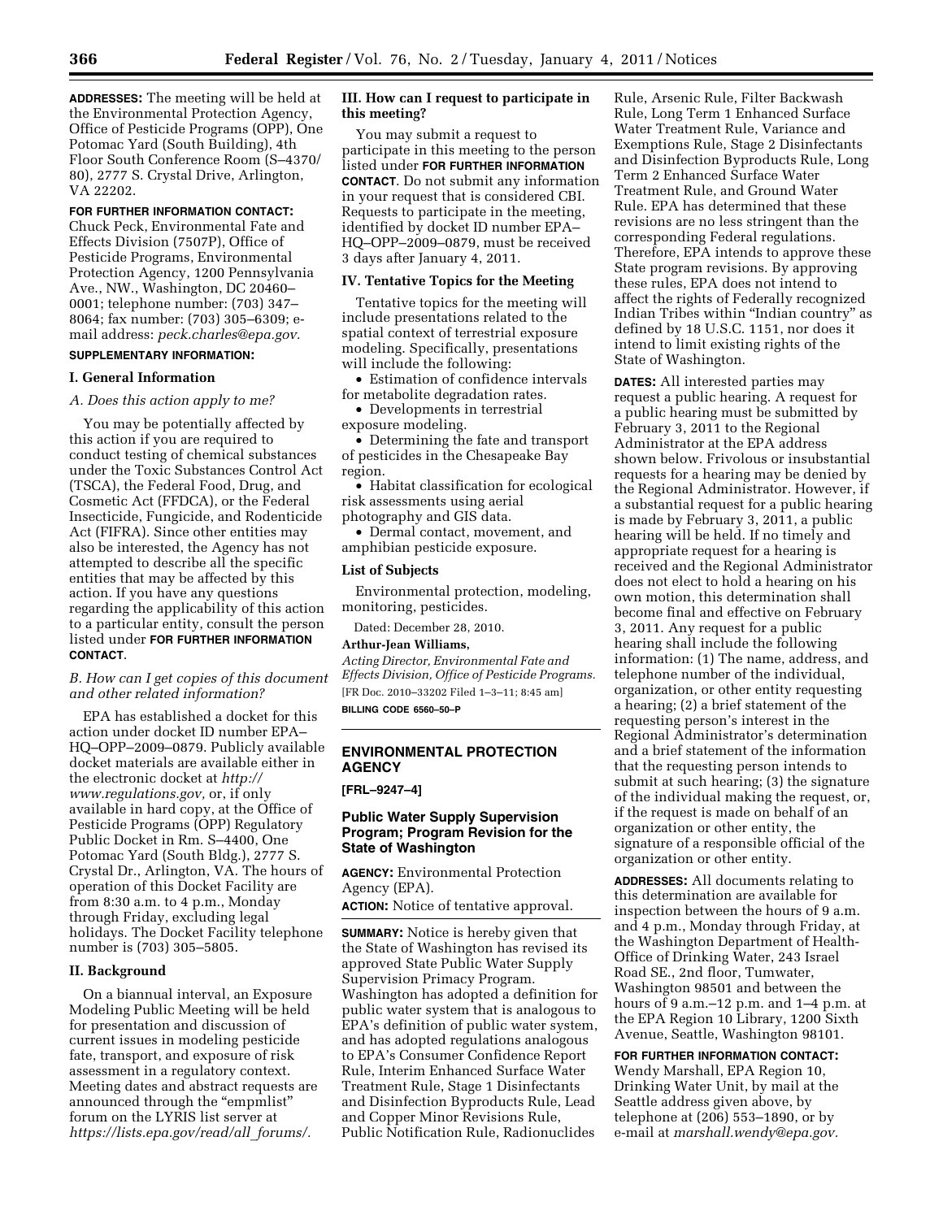**ADDRESSES:** The meeting will be held at the Environmental Protection Agency, Office of Pesticide Programs (OPP), One Potomac Yard (South Building), 4th Floor South Conference Room (S–4370/80), 2777 S. Crystal Drive, Arlington, VA 22202.

**FOR FURTHER INFORMATION CONTACT:** Chuck Peck, Environmental Fate and Effects Division (7507P), Office of Pesticide Programs, Environmental Protection Agency, 1200 Pennsylvania Ave., NW., Washington, DC 20460–0001; telephone number: (703) 347–8064; fax number: (703) 305–6309; e-mail address: *peck.charles@epa.gov.*

**SUPPLEMENTARY INFORMATION:**

## I. General Information

### *A. Does this action apply to me?*

You may be potentially affected by this action if you are required to conduct testing of chemical substances under the Toxic Substances Control Act (TSCA), the Federal Food, Drug, and Cosmetic Act (FFDCA), or the Federal Insecticide, Fungicide, and Rodenticide Act (FIFRA). Since other entities may also be interested, the Agency has not attempted to describe all the specific entities that may be affected by this action. If you have any questions regarding the applicability of this action to a particular entity, consult the person listed under **FOR FURTHER INFORMATION CONTACT**.

### *B. How can I get copies of this document and other related information?*

EPA has established a docket for this action under docket ID number EPA–HQ–OPP–2009–0879. Publicly available docket materials are available either in the electronic docket at *http://www.regulations.gov,* or, if only available in hard copy, at the Office of Pesticide Programs (OPP) Regulatory Public Docket in Rm. S–4400, One Potomac Yard (South Bldg.), 2777 S. Crystal Dr., Arlington, VA. The hours of operation of this Docket Facility are from 8:30 a.m. to 4 p.m., Monday through Friday, excluding legal holidays. The Docket Facility telephone number is (703) 305–5805.

## II. Background

On a biannual interval, an Exposure Modeling Public Meeting will be held for presentation and discussion of current issues in modeling pesticide fate, transport, and exposure of risk assessment in a regulatory context. Meeting dates and abstract requests are announced through the "empmlist" forum on the LYRIS list server at *https://lists.epa.gov/read/all_forums/.*

## III. How can I request to participate in this meeting?

You may submit a request to participate in this meeting to the person listed under **FOR FURTHER INFORMATION CONTACT**. Do not submit any information in your request that is considered CBI. Requests to participate in the meeting, identified by docket ID number EPA–HQ–OPP–2009–0879, must be received 3 days after January 4, 2011.

## IV. Tentative Topics for the Meeting

Tentative topics for the meeting will include presentations related to the spatial context of terrestrial exposure modeling. Specifically, presentations will include the following:

- Estimation of confidence intervals for metabolite degradation rates.
- Developments in terrestrial exposure modeling.
- Determining the fate and transport of pesticides in the Chesapeake Bay region.
- Habitat classification for ecological risk assessments using aerial photography and GIS data.
- Dermal contact, movement, and amphibian pesticide exposure.

## List of Subjects

Environmental protection, modeling, monitoring, pesticides.

Dated: December 28, 2010.

**Arthur-Jean Williams,**

*Acting Director, Environmental Fate and Effects Division, Office of Pesticide Programs.*

[FR Doc. 2010–33202 Filed 1–3–11; 8:45 am]

**BILLING CODE 6560–50–P**

---

# ENVIRONMENTAL PROTECTION AGENCY

**[FRL–9247–4]**

## Public Water Supply Supervision Program; Program Revision for the State of Washington

**AGENCY:** Environmental Protection Agency (EPA).

**ACTION:** Notice of tentative approval.

**SUMMARY:** Notice is hereby given that the State of Washington has revised its approved State Public Water Supply Supervision Primacy Program. Washington has adopted a definition for public water system that is analogous to EPA's definition of public water system, and has adopted regulations analogous to EPA's Consumer Confidence Report Rule, Interim Enhanced Surface Water Treatment Rule, Stage 1 Disinfectants and Disinfection Byproducts Rule, Lead and Copper Minor Revisions Rule, Public Notification Rule, Radionuclides Rule, Arsenic Rule, Filter Backwash Rule, Long Term 1 Enhanced Surface Water Treatment Rule, Variance and Exemptions Rule, Stage 2 Disinfectants and Disinfection Byproducts Rule, Long Term 2 Enhanced Surface Water Treatment Rule, and Ground Water Rule. EPA has determined that these revisions are no less stringent than the corresponding Federal regulations. Therefore, EPA intends to approve these State program revisions. By approving these rules, EPA does not intend to affect the rights of Federally recognized Indian Tribes within "Indian country" as defined by 18 U.S.C. 1151, nor does it intend to limit existing rights of the State of Washington.

**DATES:** All interested parties may request a public hearing. A request for a public hearing must be submitted by February 3, 2011 to the Regional Administrator at the EPA address shown below. Frivolous or insubstantial requests for a hearing may be denied by the Regional Administrator. However, if a substantial request for a public hearing is made by February 3, 2011, a public hearing will be held. If no timely and appropriate request for a hearing is received and the Regional Administrator does not elect to hold a hearing on his own motion, this determination shall become final and effective on February 3, 2011. Any request for a public hearing shall include the following information: (1) The name, address, and telephone number of the individual, organization, or other entity requesting a hearing; (2) a brief statement of the requesting person's interest in the Regional Administrator's determination and a brief statement of the information that the requesting person intends to submit at such hearing; (3) the signature of the individual making the request, or, if the request is made on behalf of an organization or other entity, the signature of a responsible official of the organization or other entity.

**ADDRESSES:** All documents relating to this determination are available for inspection between the hours of 9 a.m. and 4 p.m., Monday through Friday, at the Washington Department of Health-Office of Drinking Water, 243 Israel Road SE., 2nd floor, Tumwater, Washington 98501 and between the hours of 9 a.m.–12 p.m. and 1–4 p.m. at the EPA Region 10 Library, 1200 Sixth Avenue, Seattle, Washington 98101.

**FOR FURTHER INFORMATION CONTACT:** Wendy Marshall, EPA Region 10, Drinking Water Unit, by mail at the Seattle address given above, by telephone at (206) 553–1890, or by e-mail at *marshall.wendy@epa.gov.*